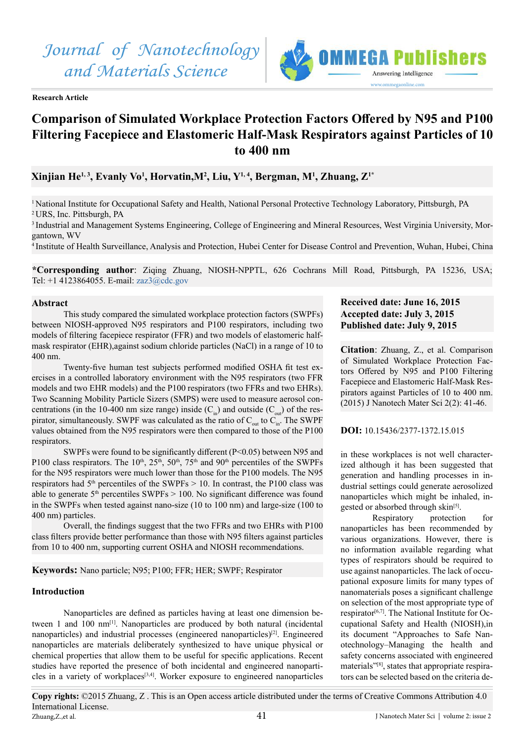Journal of Nanotechnology and Materials Science

**Research Article**

# Comparison of Simulated Workplace Protection Factors Offered by N95 and P100 Filtering Facepiece and Elastomeric Half-Mask Respirators against Particles of 10 to 400 nm

**Xinjian He[1,3], Evanly Vo[1], Horvatin,M[2], Liu, Y[1,4], Bergman, M[1], Zhuang, Z[1*]**

[1] National Institute for Occupational Safety and Health, National Personal Protective Technology Laboratory, Pittsburgh, PA
[2] URS, Inc. Pittsburgh, PA
[3] Industrial and Management Systems Engineering, College of Engineering and Mineral Resources, West Virginia University, Morgantown, WV
[4] Institute of Health Surveillance, Analysis and Protection, Hubei Center for Disease Control and Prevention, Wuhan, Hubei, China

**\*Corresponding author**: Ziqing Zhuang, NIOSH-NPPTL, 626 Cochrans Mill Road, Pittsburgh, PA 15236, USA; Tel: +1 4123864055. E-mail: zaz3@cdc.gov

**Received date: June 16, 2015**
**Accepted date: July 3, 2015**
**Published date: July 9, 2015**

**Citation**: Zhuang, Z., et al. Comparison of Simulated Workplace Protection Factors Offered by N95 and P100 Filtering Facepiece and Elastomeric Half-Mask Respirators against Particles of 10 to 400 nm. (2015) J Nanotech Mater Sci 2(2): 41-46.

**DOI:** 10.15436/2377-1372.15.015

## Abstract

This study compared the simulated workplace protection factors (SWPFs) between NIOSH-approved N95 respirators and P100 respirators, including two models of filtering facepiece respirator (FFR) and two models of elastomeric half-mask respirator (EHR),against sodium chloride particles (NaCl) in a range of 10 to 400 nm.

Twenty-five human test subjects performed modified OSHA fit test exercises in a controlled laboratory environment with the N95 respirators (two FFR models and two EHR models) and the P100 respirators (two FFRs and two EHRs). Two Scanning Mobility Particle Sizers (SMPS) were used to measure aerosol concentrations (in the 10-400 nm size range) inside ($C_{in}$) and outside ($C_{out}$) of the respirator, simultaneously. SWPF was calculated as the ratio of $C_{out}$ to $C_{in}$. The SWPF values obtained from the N95 respirators were then compared to those of the P100 respirators.

SWPFs were found to be significantly different ($P<0.05$) between N95 and P100 class respirators. The 10$^{th}$, 25$^{th}$, 50$^{th}$, 75$^{th}$ and 90$^{th}$ percentiles of the SWPFs for the N95 respirators were much lower than those for the P100 models. The N95 respirators had 5$^{th}$ percentiles of the SWPFs > 10. In contrast, the P100 class was able to generate 5$^{th}$ percentiles SWPFs > 100. No significant difference was found in the SWPFs when tested against nano-size (10 to 100 nm) and large-size (100 to 400 nm) particles.

Overall, the findings suggest that the two FFRs and two EHRs with P100 class filters provide better performance than those with N95 filters against particles from 10 to 400 nm, supporting current OSHA and NIOSH recommendations.

**Keywords:** Nano particle; N95; P100; FFR; HER; SWPF; Respirator

## Introduction

Nanoparticles are defined as particles having at least one dimension between 1 and 100 nm[1]. Nanoparticles are produced by both natural (incidental nanoparticles) and industrial processes (engineered nanoparticles)[2]. Engineered nanoparticles are materials deliberately synthesized to have unique physical or chemical properties that allow them to be useful for specific applications. Recent studies have reported the presence of both incidental and engineered nanoparticles in a variety of workplaces[3,4]. Worker exposure to engineered nanoparticles in these workplaces is not well characterized although it has been suggested that generation and handling processes in industrial settings could generate aerosolized nanoparticles which might be inhaled, ingested or absorbed through skin[5].

Respiratory protection for nanoparticles has been recommended by various organizations. However, there is no information available regarding what types of respirators should be required to use against nanoparticles. The lack of occupational exposure limits for many types of nanomaterials poses a significant challenge on selection of the most appropriate type of respirator[6,7]. The National Institute for Occupational Safety and Health (NIOSH),in its document "Approaches to Safe Nanotechnology–Managing the health and safety concerns associated with engineered materials"[8], states that appropriate respirators can be selected based on the criteria de-

**Copy rights:** ©2015 Zhuang, Z . This is an Open access article distributed under the terms of Creative Commons Attribution 4.0 International License.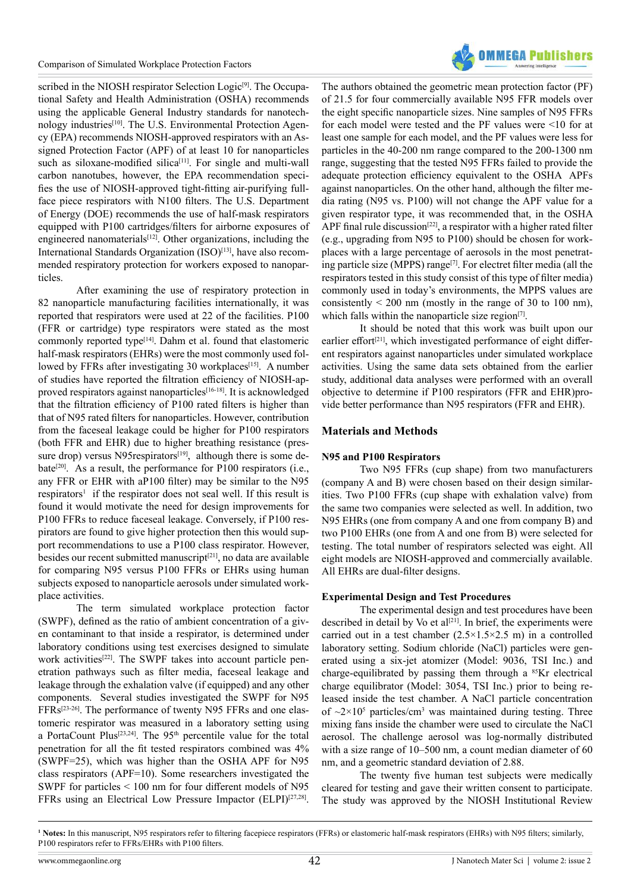scribed in the NIOSH respirator Selection Logic[9]. The Occupational Safety and Health Administration (OSHA) recommends using the applicable General Industry standards for nanotechnology industries[10]. The U.S. Environmental Protection Agency (EPA) recommends NIOSH-approved respirators with an Assigned Protection Factor (APF) of at least 10 for nanoparticles such as siloxane-modified silica[11]. For single and multi-wall carbon nanotubes, however, the EPA recommendation specifies the use of NIOSH-approved tight-fitting air-purifying full-face piece respirators with N100 filters. The U.S. Department of Energy (DOE) recommends the use of half-mask respirators equipped with P100 cartridges/filters for airborne exposures of engineered nanomaterials[12]. Other organizations, including the International Standards Organization (ISO)[13], have also recommended respiratory protection for workers exposed to nanoparticles.

After examining the use of respiratory protection in 82 nanoparticle manufacturing facilities internationally, it was reported that respirators were used at 22 of the facilities. P100 (FFR or cartridge) type respirators were stated as the most commonly reported type[14]. Dahm et al. found that elastomeric half-mask respirators (EHRs) were the most commonly used followed by FFRs after investigating 30 workplaces[15]. A number of studies have reported the filtration efficiency of NIOSH-approved respirators against nanoparticles[16-18]. It is acknowledged that the filtration efficiency of P100 rated filters is higher than that of N95 rated filters for nanoparticles. However, contribution from the faceseal leakage could be higher for P100 respirators (both FFR and EHR) due to higher breathing resistance (pressure drop) versus N95respirators[19], although there is some debate[20]. As a result, the performance for P100 respirators (i.e., any FFR or EHR with aP100 filter) may be similar to the N95 respirators[1] if the respirator does not seal well. If this result is found it would motivate the need for design improvements for P100 FFRs to reduce faceseal leakage. Conversely, if P100 respirators are found to give higher protection then this would support recommendations to use a P100 class respirator. However, besides our recent submitted manuscript[21], no data are available for comparing N95 versus P100 FFRs or EHRs using human subjects exposed to nanoparticle aerosols under simulated workplace activities.

The term simulated workplace protection factor (SWPF), defined as the ratio of ambient concentration of a given contaminant to that inside a respirator, is determined under laboratory conditions using test exercises designed to simulate work activities[22]. The SWPF takes into account particle penetration pathways such as filter media, faceseal leakage and leakage through the exhalation valve (if equipped) and any other components. Several studies investigated the SWPF for N95 FFRs[23-26]. The performance of twenty N95 FFRs and one elastomeric respirator was measured in a laboratory setting using a PortaCount Plus[23,24]. The 95$^{th}$ percentile value for the total penetration for all the fit tested respirators combined was 4% (SWPF=25), which was higher than the OSHA APF for N95 class respirators (APF=10). Some researchers investigated the SWPF for particles < 100 nm for four different models of N95 FFRs using an Electrical Low Pressure Impactor (ELPI)[27,28]. The authors obtained the geometric mean protection factor (PF) of 21.5 for four commercially available N95 FFR models over the eight specific nanoparticle sizes. Nine samples of N95 FFRs for each model were tested and the PF values were <10 for at least one sample for each model, and the PF values were less for particles in the 40-200 nm range compared to the 200-1300 nm range, suggesting that the tested N95 FFRs failed to provide the adequate protection efficiency equivalent to the OSHA APFs against nanoparticles. On the other hand, although the filter media rating (N95 vs. P100) will not change the APF value for a given respirator type, it was recommended that, in the OSHA APF final rule discussion[22], a respirator with a higher rated filter (e.g., upgrading from N95 to P100) should be chosen for workplaces with a large percentage of aerosols in the most penetrating particle size (MPPS) range[7]. For electret filter media (all the respirators tested in this study consist of this type of filter media) commonly used in today's environments, the MPPS values are consistently < 200 nm (mostly in the range of 30 to 100 nm), which falls within the nanoparticle size region[7].

It should be noted that this work was built upon our earlier effort[21], which investigated performance of eight different respirators against nanoparticles under simulated workplace activities. Using the same data sets obtained from the earlier study, additional data analyses were performed with an overall objective to determine if P100 respirators (FFR and EHR)provide better performance than N95 respirators (FFR and EHR).

## Materials and Methods

### N95 and P100 Respirators

Two N95 FFRs (cup shape) from two manufacturers (company A and B) were chosen based on their design similarities. Two P100 FFRs (cup shape with exhalation valve) from the same two companies were selected as well. In addition, two N95 EHRs (one from company A and one from company B) and two P100 EHRs (one from A and one from B) were selected for testing. The total number of respirators selected was eight. All eight models are NIOSH-approved and commercially available. All EHRs are dual-filter designs.

### Experimental Design and Test Procedures

The experimental design and test procedures have been described in detail by Vo et al[21]. In brief, the experiments were carried out in a test chamber (2.5×1.5×2.5 m) in a controlled laboratory setting. Sodium chloride (NaCl) particles were generated using a six-jet atomizer (Model: 9036, TSI Inc.) and charge-equilibrated by passing them through a $^{85}$Kr electrical charge equilibrator (Model: 3054, TSI Inc.) prior to being released inside the test chamber. A NaCl particle concentration of ~$2\times10^5$ particles/cm$^3$ was maintained during testing. Three mixing fans inside the chamber were used to circulate the NaCl aerosol. The challenge aerosol was log-normally distributed with a size range of 10–500 nm, a count median diameter of 60 nm, and a geometric standard deviation of 2.88.

The twenty five human test subjects were medically cleared for testing and gave their written consent to participate. The study was approved by the NIOSH Institutional Review

---

[1] **Notes:** In this manuscript, N95 respirators refer to filtering facepiece respirators (FFRs) or elastomeric half-mask respirators (EHRs) with N95 filters; similarly, P100 respirators refer to FFRs/EHRs with P100 filters.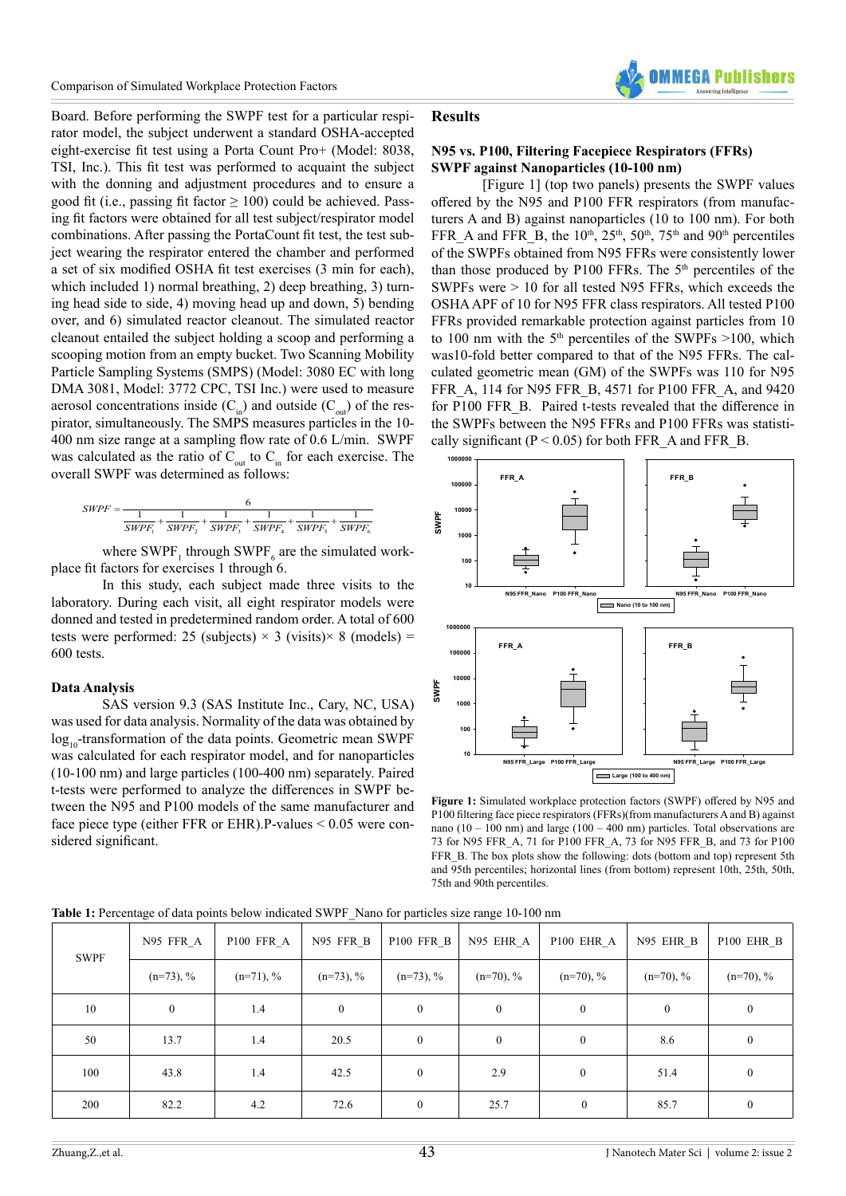Board. Before performing the SWPF test for a particular respirator model, the subject underwent a standard OSHA-accepted eight-exercise fit test using a Porta Count Pro+ (Model: 8038, TSI, Inc.). This fit test was performed to acquaint the subject with the donning and adjustment procedures and to ensure a good fit (i.e., passing fit factor ≥ 100) could be achieved. Passing fit factors were obtained for all test subject/respirator model combinations. After passing the PortaCount fit test, the test subject wearing the respirator entered the chamber and performed a set of six modified OSHA fit test exercises (3 min for each), which included 1) normal breathing, 2) deep breathing, 3) turning head side to side, 4) moving head up and down, 5) bending over, and 6) simulated reactor cleanout. The simulated reactor cleanout entailed the subject holding a scoop and performing a scooping motion from an empty bucket. Two Scanning Mobility Particle Sampling Systems (SMPS) (Model: 3080 EC with long DMA 3081, Model: 3772 CPC, TSI Inc.) were used to measure aerosol concentrations inside ($C_{in}$) and outside ($C_{out}$) of the respirator, simultaneously. The SMPS measures particles in the 10-400 nm size range at a sampling flow rate of 0.6 L/min. SWPF was calculated as the ratio of $C_{out}$ to $C_{in}$ for each exercise. The overall SWPF was determined as follows:

$$SWPF = \frac{6}{\frac{1}{SWPF_1} + \frac{1}{SWPF_2} + \frac{1}{SWPF_3} + \frac{1}{SWPF_4} + \frac{1}{SWPF_5} + \frac{1}{SWPF_6}}$$

where $SWPF_1$ through $SWPF_6$ are the simulated workplace fit factors for exercises 1 through 6.

In this study, each subject made three visits to the laboratory. During each visit, all eight respirator models were donned and tested in predetermined random order. A total of 600 tests were performed: 25 (subjects) × 3 (visits)× 8 (models) = 600 tests.

### Data Analysis

SAS version 9.3 (SAS Institute Inc., Cary, NC, USA) was used for data analysis. Normality of the data was obtained by $\log_{10}$-transformation of the data points. Geometric mean SWPF was calculated for each respirator model, and for nanoparticles (10-100 nm) and large particles (100-400 nm) separately. Paired t-tests were performed to analyze the differences in SWPF between the N95 and P100 models of the same manufacturer and face piece type (either FFR or EHR).P-values < 0.05 were considered significant.

## Results

### N95 vs. P100, Filtering Facepiece Respirators (FFRs) SWPF against Nanoparticles (10-100 nm)

[Figure 1] (top two panels) presents the SWPF values offered by the N95 and P100 FFR respirators (from manufacturers A and B) against nanoparticles (10 to 100 nm). For both FFR_A and FFR_B, the 10th, 25th, 50th, 75th and 90th percentiles of the SWPFs obtained from N95 FFRs were consistently lower than those produced by P100 FFRs. The 5th percentiles of the SWPFs were > 10 for all tested N95 FFRs, which exceeds the OSHA APF of 10 for N95 FFR class respirators. All tested P100 FFRs provided remarkable protection against particles from 10 to 100 nm with the 5th percentiles of the SWPFs >100, which was10-fold better compared to that of the N95 FFRs. The calculated geometric mean (GM) of the SWPFs was 110 for N95 FFR_A, 114 for N95 FFR_B, 4571 for P100 FFR_A, and 9420 for P100 FFR_B. Paired t-tests revealed that the difference in the SWPFs between the N95 FFRs and P100 FFRs was statistically significant (P < 0.05) for both FFR_A and FFR_B.

**Figure 1:** Simulated workplace protection factors (SWPF) offered by N95 and P100 filtering face piece respirators (FFRs)(from manufacturers A and B) against nano (10 – 100 nm) and large (100 – 400 nm) particles. Total observations are 73 for N95 FFR_A, 71 for P100 FFR_A, 73 for N95 FFR_B, and 73 for P100 FFR_B. The box plots show the following: dots (bottom and top) represent 5th and 95th percentiles; horizontal lines (from bottom) represent 10th, 25th, 50th, 75th and 90th percentiles.

**Table 1:** Percentage of data points below indicated SWPF_Nano for particles size range 10-100 nm

| SWPF | N95 FFR_A | P100 FFR_A | N95 FFR_B | P100 FFR_B | N95 EHR_A | P100 EHR_A | N95 EHR_B | P100 EHR_B |
|---|---|---|---|---|---|---|---|---|
| | (n=73), % | (n=71), % | (n=73), % | (n=73), % | (n=70), % | (n=70), % | (n=70), % | (n=70), % |
| 10 | 0 | 1.4 | 0 | 0 | 0 | 0 | 0 | 0 |
| 50 | 13.7 | 1.4 | 20.5 | 0 | 0 | 0 | 8.6 | 0 |
| 100 | 43.8 | 1.4 | 42.5 | 0 | 2.9 | 0 | 51.4 | 0 |
| 200 | 82.2 | 4.2 | 72.6 | 0 | 25.7 | 0 | 85.7 | 0 |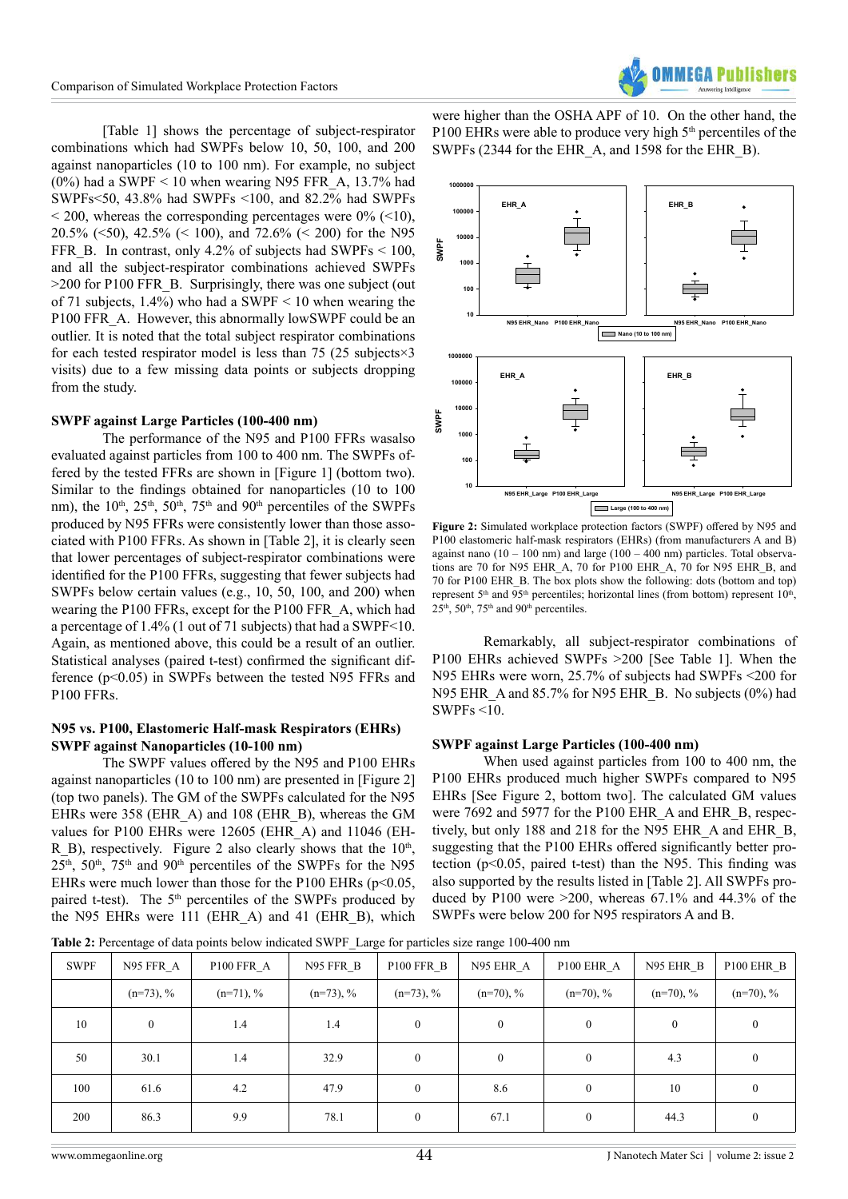[Table 1] shows the percentage of subject-respirator combinations which had SWPFs below 10, 50, 100, and 200 against nanoparticles (10 to 100 nm). For example, no subject (0%) had a SWPF < 10 when wearing N95 FFR_A, 13.7% had SWPFs<50, 43.8% had SWPFs <100, and 82.2% had SWPFs < 200, whereas the corresponding percentages were 0% (<10), 20.5% (<50), 42.5% (< 100), and 72.6% (< 200) for the N95 FFR_B. In contrast, only 4.2% of subjects had SWPFs < 100, and all the subject-respirator combinations achieved SWPFs >200 for P100 FFR_B. Surprisingly, there was one subject (out of 71 subjects, 1.4%) who had a SWPF < 10 when wearing the P100 FFR_A. However, this abnormally lowSWPF could be an outlier. It is noted that the total subject respirator combinations for each tested respirator model is less than 75 (25 subjects×3 visits) due to a few missing data points or subjects dropping from the study.

### SWPF against Large Particles (100-400 nm)

The performance of the N95 and P100 FFRs wasalso evaluated against particles from 100 to 400 nm. The SWPFs offered by the tested FFRs are shown in [Figure 1] (bottom two). Similar to the findings obtained for nanoparticles (10 to 100 nm), the 10th, 25th, 50th, 75th and 90th percentiles of the SWPFs produced by N95 FFRs were consistently lower than those associated with P100 FFRs. As shown in [Table 2], it is clearly seen that lower percentages of subject-respirator combinations were identified for the P100 FFRs, suggesting that fewer subjects had SWPFs below certain values (e.g., 10, 50, 100, and 200) when wearing the P100 FFRs, except for the P100 FFR_A, which had a percentage of 1.4% (1 out of 71 subjects) that had a SWPF<10. Again, as mentioned above, this could be a result of an outlier. Statistical analyses (paired t-test) confirmed the significant difference ($p<0.05$) in SWPFs between the tested N95 FFRs and P100 FFRs.

### N95 vs. P100, Elastomeric Half-mask Respirators (EHRs) SWPF against Nanoparticles (10-100 nm)

The SWPF values offered by the N95 and P100 EHRs against nanoparticles (10 to 100 nm) are presented in [Figure 2] (top two panels). The GM of the SWPFs calculated for the N95 EHRs were 358 (EHR_A) and 108 (EHR_B), whereas the GM values for P100 EHRs were 12605 (EHR_A) and 11046 (EHR_B), respectively. Figure 2 also clearly shows that the 10th, 25th, 50th, 75th and 90th percentiles of the SWPFs for the N95 EHRs were much lower than those for the P100 EHRs ($p<0.05$, paired t-test). The 5th percentiles of the SWPFs produced by the N95 EHRs were 111 (EHR_A) and 41 (EHR_B), which were higher than the OSHA APF of 10. On the other hand, the P100 EHRs were able to produce very high 5th percentiles of the SWPFs (2344 for the EHR_A, and 1598 for the EHR_B).

**Figure 2:** Simulated workplace protection factors (SWPF) offered by N95 and P100 elastomeric half-mask respirators (EHRs) (from manufacturers A and B) against nano (10 – 100 nm) and large (100 – 400 nm) particles. Total observations are 70 for N95 EHR_A, 70 for P100 EHR_A, 70 for N95 EHR_B, and 70 for P100 EHR_B. The box plots show the following: dots (bottom and top) represent 5th and 95th percentiles; horizontal lines (from bottom) represent 10th, 25th, 50th, 75th and 90th percentiles.

Remarkably, all subject-respirator combinations of P100 EHRs achieved SWPFs >200 [See Table 1]. When the N95 EHRs were worn, 25.7% of subjects had SWPFs <200 for N95 EHR_A and 85.7% for N95 EHR_B. No subjects (0%) had SWPFs <10.

### SWPF against Large Particles (100-400 nm)

When used against particles from 100 to 400 nm, the P100 EHRs produced much higher SWPFs compared to N95 EHRs [See Figure 2, bottom two]. The calculated GM values were 7692 and 5977 for the P100 EHR_A and EHR_B, respectively, but only 188 and 218 for the N95 EHR_A and EHR_B, suggesting that the P100 EHRs offered significantly better protection ($p<0.05$, paired t-test) than the N95. This finding was also supported by the results listed in [Table 2]. All SWPFs produced by P100 were >200, whereas 67.1% and 44.3% of the SWPFs were below 200 for N95 respirators A and B.

**Table 2:** Percentage of data points below indicated SWPF_Large for particles size range 100-400 nm

| SWPF | N95 FFR_A | P100 FFR_A | N95 FFR_B | P100 FFR_B | N95 EHR_A | P100 EHR_A | N95 EHR_B | P100 EHR_B |
|---|---|---|---|---|---|---|---|---|
| | (n=73), % | (n=71), % | (n=73), % | (n=73), % | (n=70), % | (n=70), % | (n=70), % | (n=70), % |
| 10 | 0 | 1.4 | 1.4 | 0 | 0 | 0 | 0 | 0 |
| 50 | 30.1 | 1.4 | 32.9 | 0 | 0 | 0 | 4.3 | 0 |
| 100 | 61.6 | 4.2 | 47.9 | 0 | 8.6 | 0 | 10 | 0 |
| 200 | 86.3 | 9.9 | 78.1 | 0 | 67.1 | 0 | 44.3 | 0 |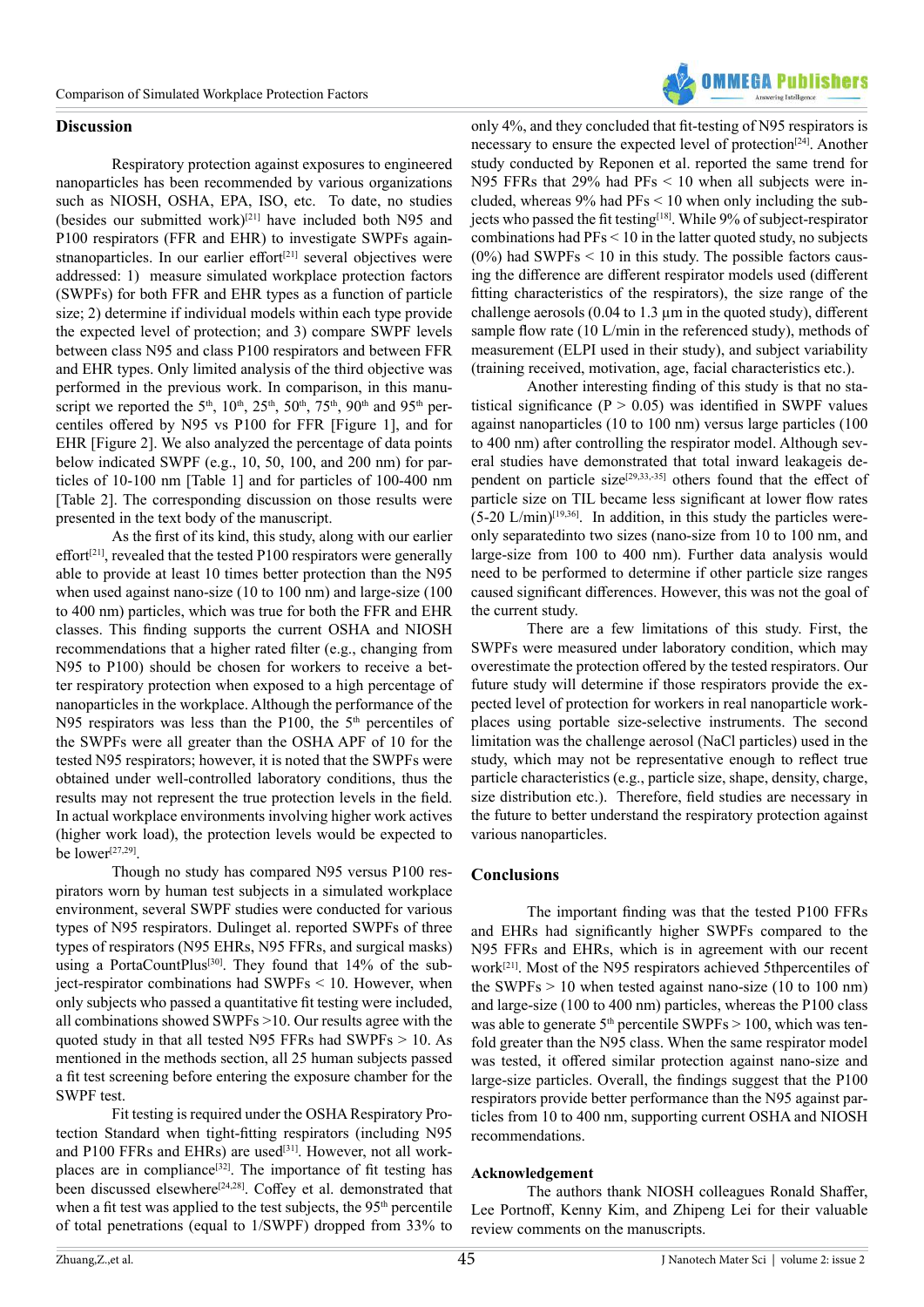## Discussion

Respiratory protection against exposures to engineered nanoparticles has been recommended by various organizations such as NIOSH, OSHA, EPA, ISO, etc. To date, no studies (besides our submitted work)[21] have included both N95 and P100 respirators (FFR and EHR) to investigate SWPFs againstnanoparticles. In our earlier effort[21] several objectives were addressed: 1) measure simulated workplace protection factors (SWPFs) for both FFR and EHR types as a function of particle size; 2) determine if individual models within each type provide the expected level of protection; and 3) compare SWPF levels between class N95 and class P100 respirators and between FFR and EHR types. Only limited analysis of the third objective was performed in the previous work. In comparison, in this manuscript we reported the 5th, 10th, 25th, 50th, 75th, 90th and 95th percentiles offered by N95 vs P100 for FFR [Figure 1], and for EHR [Figure 2]. We also analyzed the percentage of data points below indicated SWPF (e.g., 10, 50, 100, and 200 nm) for particles of 10-100 nm [Table 1] and for particles of 100-400 nm [Table 2]. The corresponding discussion on those results were presented in the text body of the manuscript.

As the first of its kind, this study, along with our earlier effort[21], revealed that the tested P100 respirators were generally able to provide at least 10 times better protection than the N95 when used against nano-size (10 to 100 nm) and large-size (100 to 400 nm) particles, which was true for both the FFR and EHR classes. This finding supports the current OSHA and NIOSH recommendations that a higher rated filter (e.g., changing from N95 to P100) should be chosen for workers to receive a better respiratory protection when exposed to a high percentage of nanoparticles in the workplace. Although the performance of the N95 respirators was less than the P100, the 5th percentiles of the SWPFs were all greater than the OSHA APF of 10 for the tested N95 respirators; however, it is noted that the SWPFs were obtained under well-controlled laboratory conditions, thus the results may not represent the true protection levels in the field. In actual workplace environments involving higher work actives (higher work load), the protection levels would be expected to be lower[27,29].

Though no study has compared N95 versus P100 respirators worn by human test subjects in a simulated workplace environment, several SWPF studies were conducted for various types of N95 respirators. Dulinget al. reported SWPFs of three types of respirators (N95 EHRs, N95 FFRs, and surgical masks) using a PortaCountPlus[30]. They found that 14% of the subject-respirator combinations had SWPFs < 10. However, when only subjects who passed a quantitative fit testing were included, all combinations showed SWPFs >10. Our results agree with the quoted study in that all tested N95 FFRs had SWPFs > 10. As mentioned in the methods section, all 25 human subjects passed a fit test screening before entering the exposure chamber for the SWPF test.

Fit testing is required under the OSHA Respiratory Protection Standard when tight-fitting respirators (including N95 and P100 FFRs and EHRs) are used[31]. However, not all workplaces are in compliance[32]. The importance of fit testing has been discussed elsewhere[24,28]. Coffey et al. demonstrated that when a fit test was applied to the test subjects, the 95th percentile of total penetrations (equal to 1/SWPF) dropped from 33% to only 4%, and they concluded that fit-testing of N95 respirators is necessary to ensure the expected level of protection[24]. Another study conducted by Reponen et al. reported the same trend for N95 FFRs that 29% had PFs < 10 when all subjects were included, whereas 9% had PFs < 10 when only including the subjects who passed the fit testing[18]. While 9% of subject-respirator combinations had PFs < 10 in the latter quoted study, no subjects (0%) had SWPFs < 10 in this study. The possible factors causing the difference are different respirator models used (different fitting characteristics of the respirators), the size range of the challenge aerosols (0.04 to 1.3 µm in the quoted study), different sample flow rate (10 L/min in the referenced study), methods of measurement (ELPI used in their study), and subject variability (training received, motivation, age, facial characteristics etc.).

Another interesting finding of this study is that no statistical significance (P > 0.05) was identified in SWPF values against nanoparticles (10 to 100 nm) versus large particles (100 to 400 nm) after controlling the respirator model. Although several studies have demonstrated that total inward leakageis dependent on particle size[29,33,-35] others found that the effect of particle size on TIL became less significant at lower flow rates (5-20 L/min)[19,36]. In addition, in this study the particles wereonly separatedinto two sizes (nano-size from 10 to 100 nm, and large-size from 100 to 400 nm). Further data analysis would need to be performed to determine if other particle size ranges caused significant differences. However, this was not the goal of the current study.

There are a few limitations of this study. First, the SWPFs were measured under laboratory condition, which may overestimate the protection offered by the tested respirators. Our future study will determine if those respirators provide the expected level of protection for workers in real nanoparticle workplaces using portable size-selective instruments. The second limitation was the challenge aerosol (NaCl particles) used in the study, which may not be representative enough to reflect true particle characteristics (e.g., particle size, shape, density, charge, size distribution etc.). Therefore, field studies are necessary in the future to better understand the respiratory protection against various nanoparticles.

## Conclusions

The important finding was that the tested P100 FFRs and EHRs had significantly higher SWPFs compared to the N95 FFRs and EHRs, which is in agreement with our recent work[21]. Most of the N95 respirators achieved 5thpercentiles of the SWPFs > 10 when tested against nano-size (10 to 100 nm) and large-size (100 to 400 nm) particles, whereas the P100 class was able to generate 5th percentile SWPFs > 100, which was tenfold greater than the N95 class. When the same respirator model was tested, it offered similar protection against nano-size and large-size particles. Overall, the findings suggest that the P100 respirators provide better performance than the N95 against particles from 10 to 400 nm, supporting current OSHA and NIOSH recommendations.

### Acknowledgement

The authors thank NIOSH colleagues Ronald Shaffer, Lee Portnoff, Kenny Kim, and Zhipeng Lei for their valuable review comments on the manuscripts.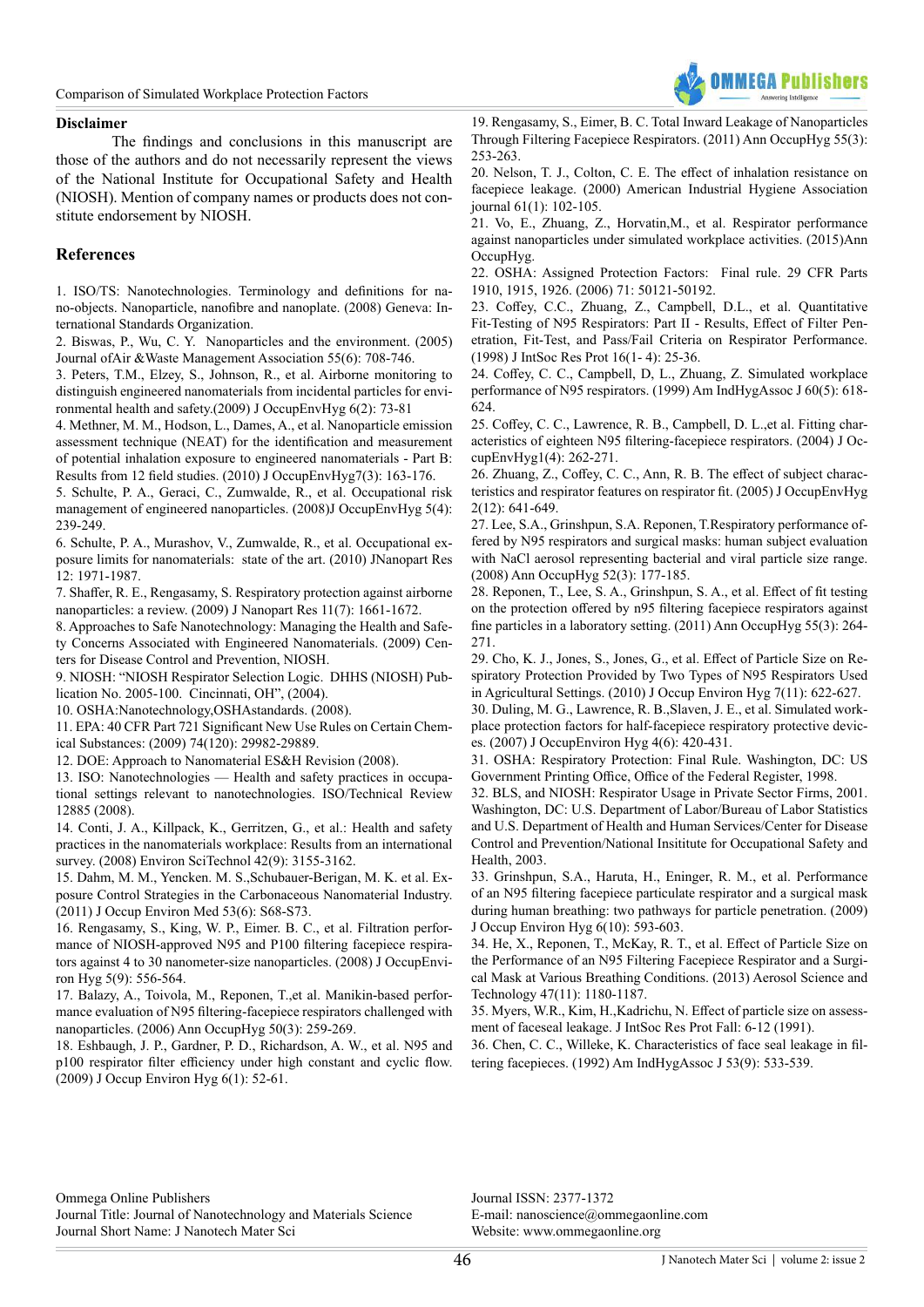## Disclaimer

The findings and conclusions in this manuscript are those of the authors and do not necessarily represent the views of the National Institute for Occupational Safety and Health (NIOSH). Mention of company names or products does not constitute endorsement by NIOSH.

## References

1. ISO/TS: Nanotechnologies. Terminology and definitions for nano-objects. Nanoparticle, nanofibre and nanoplate. (2008) Geneva: International Standards Organization.
2. Biswas, P., Wu, C. Y. Nanoparticles and the environment. (2005) Journal ofAir &Waste Management Association 55(6): 708-746.
3. Peters, T.M., Elzey, S., Johnson, R., et al. Airborne monitoring to distinguish engineered nanomaterials from incidental particles for environmental health and safety.(2009) J OccupEnvHyg 6(2): 73-81
4. Methner, M. M., Hodson, L., Dames, A., et al. Nanoparticle emission assessment technique (NEAT) for the identification and measurement of potential inhalation exposure to engineered nanomaterials - Part B: Results from 12 field studies. (2010) J OccupEnvHyg7(3): 163-176.
5. Schulte, P. A., Geraci, C., Zumwalde, R., et al. Occupational risk management of engineered nanoparticles. (2008)J OccupEnvHyg 5(4): 239-249.
6. Schulte, P. A., Murashov, V., Zumwalde, R., et al. Occupational exposure limits for nanomaterials: state of the art. (2010) JNanopart Res 12: 1971-1987.
7. Shaffer, R. E., Rengasamy, S. Respiratory protection against airborne nanoparticles: a review. (2009) J Nanopart Res 11(7): 1661-1672.
8. Approaches to Safe Nanotechnology: Managing the Health and Safety Concerns Associated with Engineered Nanomaterials. (2009) Centers for Disease Control and Prevention, NIOSH.
9. NIOSH: "NIOSH Respirator Selection Logic. DHHS (NIOSH) Publication No. 2005-100. Cincinnati, OH", (2004).
10. OSHA:Nanotechnology,OSHAstandards. (2008).
11. EPA: 40 CFR Part 721 Significant New Use Rules on Certain Chemical Substances: (2009) 74(120): 29982-29889.
12. DOE: Approach to Nanomaterial ES&H Revision (2008).
13. ISO: Nanotechnologies — Health and safety practices in occupational settings relevant to nanotechnologies. ISO/Technical Review 12885 (2008).
14. Conti, J. A., Killpack, K., Gerritzen, G., et al.: Health and safety practices in the nanomaterials workplace: Results from an international survey. (2008) Environ SciTechnol 42(9): 3155-3162.
15. Dahm, M. M., Yencken. M. S.,Schubauer-Berigan, M. K. et al. Exposure Control Strategies in the Carbonaceous Nanomaterial Industry. (2011) J Occup Environ Med 53(6): S68-S73.
16. Rengasamy, S., King, W. P., Eimer. B. C., et al. Filtration performance of NIOSH-approved N95 and P100 filtering facepiece respirators against 4 to 30 nanometer-size nanoparticles. (2008) J OccupEnviron Hyg 5(9): 556-564.
17. Balazy, A., Toivola, M., Reponen, T.,et al. Manikin-based performance evaluation of N95 filtering-facepiece respirators challenged with nanoparticles. (2006) Ann OccupHyg 50(3): 259-269.
18. Eshbaugh, J. P., Gardner, P. D., Richardson, A. W., et al. N95 and p100 respirator filter efficiency under high constant and cyclic flow. (2009) J Occup Environ Hyg 6(1): 52-61.
19. Rengasamy, S., Eimer, B. C. Total Inward Leakage of Nanoparticles Through Filtering Facepiece Respirators. (2011) Ann OccupHyg 55(3): 253-263.
20. Nelson, T. J., Colton, C. E. The effect of inhalation resistance on facepiece leakage. (2000) American Industrial Hygiene Association journal 61(1): 102-105.
21. Vo, E., Zhuang, Z., Horvatin,M., et al. Respirator performance against nanoparticles under simulated workplace activities. (2015)Ann OccupHyg.
22. OSHA: Assigned Protection Factors: Final rule. 29 CFR Parts 1910, 1915, 1926. (2006) 71: 50121-50192.
23. Coffey, C.C., Zhuang, Z., Campbell, D.L., et al. Quantitative Fit-Testing of N95 Respirators: Part II - Results, Effect of Filter Penetration, Fit-Test, and Pass/Fail Criteria on Respirator Performance. (1998) J IntSoc Res Prot 16(1- 4): 25-36.
24. Coffey, C. C., Campbell, D, L., Zhuang, Z. Simulated workplace performance of N95 respirators. (1999) Am IndHygAssoc J 60(5): 618-624.
25. Coffey, C. C., Lawrence, R. B., Campbell, D. L.,et al. Fitting characteristics of eighteen N95 filtering-facepiece respirators. (2004) J OccupEnvHyg1(4): 262-271.
26. Zhuang, Z., Coffey, C. C., Ann, R. B. The effect of subject characteristics and respirator features on respirator fit. (2005) J OccupEnvHyg 2(12): 641-649.
27. Lee, S.A., Grinshpun, S.A. Reponen, T.Respiratory performance offered by N95 respirators and surgical masks: human subject evaluation with NaCl aerosol representing bacterial and viral particle size range. (2008) Ann OccupHyg 52(3): 177-185.
28. Reponen, T., Lee, S. A., Grinshpun, S. A., et al. Effect of fit testing on the protection offered by n95 filtering facepiece respirators against fine particles in a laboratory setting. (2011) Ann OccupHyg 55(3): 264-271.
29. Cho, K. J., Jones, S., Jones, G., et al. Effect of Particle Size on Respiratory Protection Provided by Two Types of N95 Respirators Used in Agricultural Settings. (2010) J Occup Environ Hyg 7(11): 622-627.
30. Duling, M. G., Lawrence, R. B.,Slaven, J. E., et al. Simulated workplace protection factors for half-facepiece respiratory protective devices. (2007) J OccupEnviron Hyg 4(6): 420-431.
31. OSHA: Respiratory Protection: Final Rule. Washington, DC: US Government Printing Office, Office of the Federal Register, 1998.
32. BLS, and NIOSH: Respirator Usage in Private Sector Firms, 2001. Washington, DC: U.S. Department of Labor/Bureau of Labor Statistics and U.S. Department of Health and Human Services/Center for Disease Control and Prevention/National Insititute for Occupational Safety and Health, 2003.
33. Grinshpun, S.A., Haruta, H., Eninger, R. M., et al. Performance of an N95 filtering facepiece particulate respirator and a surgical mask during human breathing: two pathways for particle penetration. (2009) J Occup Environ Hyg 6(10): 593-603.
34. He, X., Reponen, T., McKay, R. T., et al. Effect of Particle Size on the Performance of an N95 Filtering Facepiece Respirator and a Surgical Mask at Various Breathing Conditions. (2013) Aerosol Science and Technology 47(11): 1180-1187.
35. Myers, W.R., Kim, H.,Kadrichu, N. Effect of particle size on assessment of faceseal leakage. J IntSoc Res Prot Fall: 6-12 (1991).
36. Chen, C. C., Willeke, K. Characteristics of face seal leakage in filtering facepieces. (1992) Am IndHygAssoc J 53(9): 533-539.